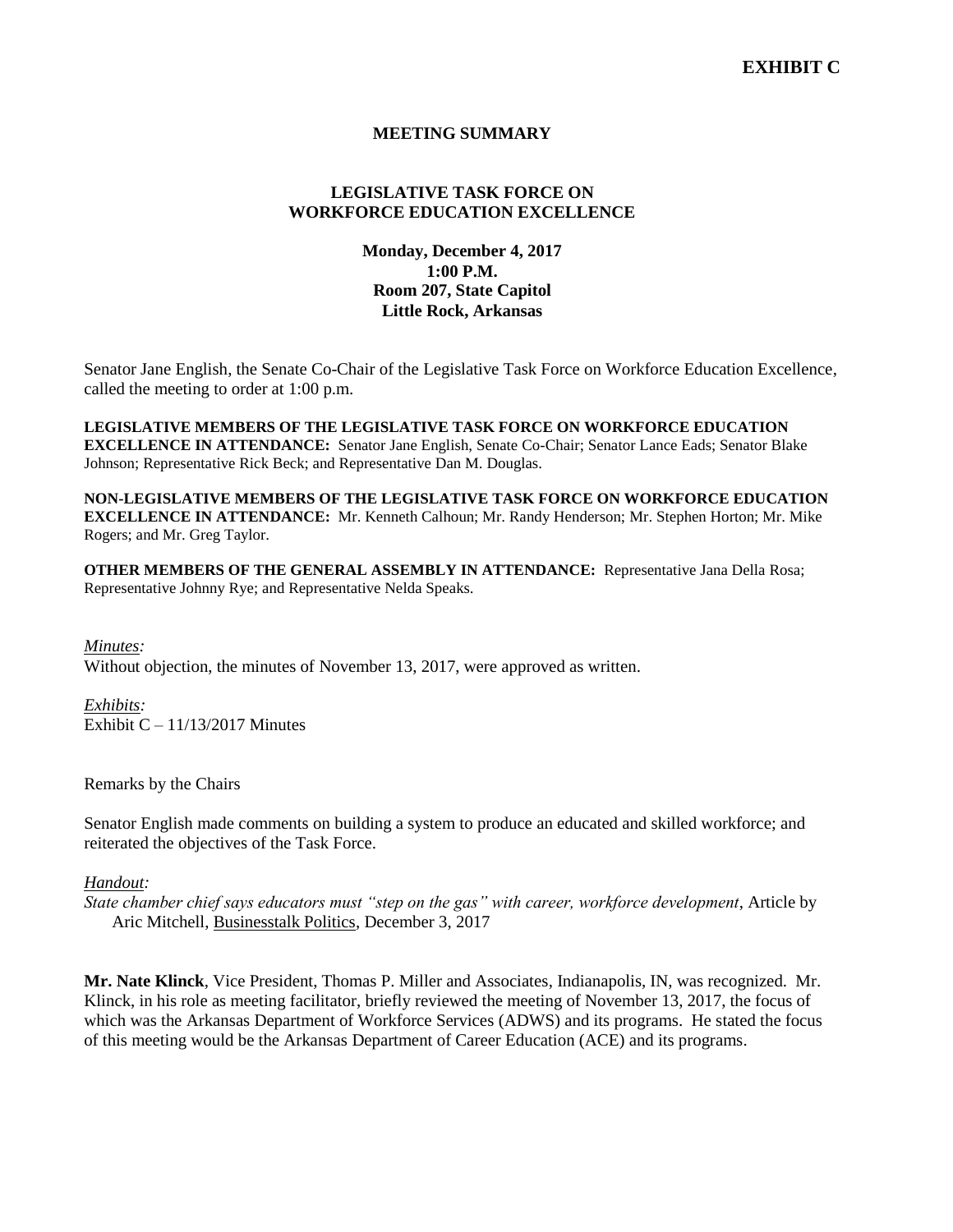**EXHIBIT C**

# MEETING SUMMARY

## LEGISLATIVE TASK FORCE ON WORKFORCE EDUCATION EXCELLENCE

**Monday, December 4, 2017**
**1:00 P.M.**
**Room 207, State Capitol**
**Little Rock, Arkansas**

Senator Jane English, the Senate Co-Chair of the Legislative Task Force on Workforce Education Excellence, called the meeting to order at 1:00 p.m.

**LEGISLATIVE MEMBERS OF THE LEGISLATIVE TASK FORCE ON WORKFORCE EDUCATION EXCELLENCE IN ATTENDANCE:** Senator Jane English, Senate Co-Chair; Senator Lance Eads; Senator Blake Johnson; Representative Rick Beck; and Representative Dan M. Douglas.

**NON-LEGISLATIVE MEMBERS OF THE LEGISLATIVE TASK FORCE ON WORKFORCE EDUCATION EXCELLENCE IN ATTENDANCE:** Mr. Kenneth Calhoun; Mr. Randy Henderson; Mr. Stephen Horton; Mr. Mike Rogers; and Mr. Greg Taylor.

**OTHER MEMBERS OF THE GENERAL ASSEMBLY IN ATTENDANCE:** Representative Jana Della Rosa; Representative Johnny Rye; and Representative Nelda Speaks.

*Minutes:*
Without objection, the minutes of November 13, 2017, were approved as written.

*Exhibits:*
Exhibit C – 11/13/2017 Minutes

Remarks by the Chairs

Senator English made comments on building a system to produce an educated and skilled workforce; and reiterated the objectives of the Task Force.

*Handout:*
*State chamber chief says educators must "step on the gas" with career, workforce development*, Article by Aric Mitchell, Businesstalk Politics, December 3, 2017

**Mr. Nate Klinck**, Vice President, Thomas P. Miller and Associates, Indianapolis, IN, was recognized. Mr. Klinck, in his role as meeting facilitator, briefly reviewed the meeting of November 13, 2017, the focus of which was the Arkansas Department of Workforce Services (ADWS) and its programs. He stated the focus of this meeting would be the Arkansas Department of Career Education (ACE) and its programs.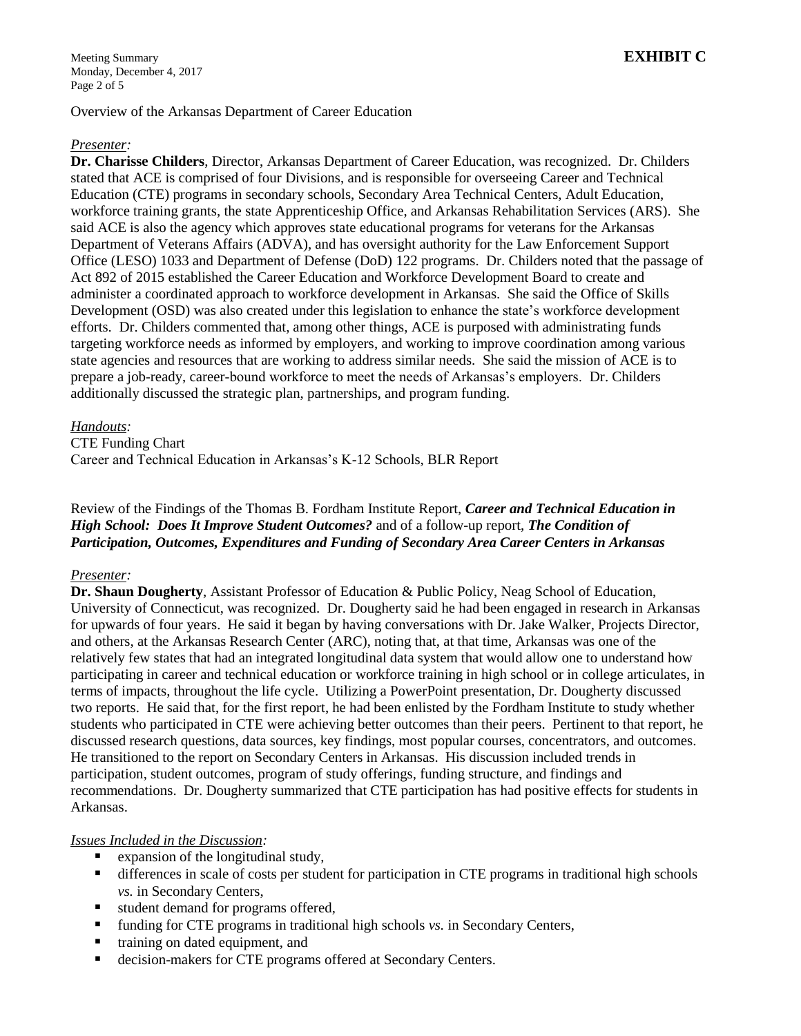**EXHIBIT C**

Overview of the Arkansas Department of Career Education

*Presenter:*

**Dr. Charisse Childers**, Director, Arkansas Department of Career Education, was recognized. Dr. Childers stated that ACE is comprised of four Divisions, and is responsible for overseeing Career and Technical Education (CTE) programs in secondary schools, Secondary Area Technical Centers, Adult Education, workforce training grants, the state Apprenticeship Office, and Arkansas Rehabilitation Services (ARS). She said ACE is also the agency which approves state educational programs for veterans for the Arkansas Department of Veterans Affairs (ADVA), and has oversight authority for the Law Enforcement Support Office (LESO) 1033 and Department of Defense (DoD) 122 programs. Dr. Childers noted that the passage of Act 892 of 2015 established the Career Education and Workforce Development Board to create and administer a coordinated approach to workforce development in Arkansas. She said the Office of Skills Development (OSD) was also created under this legislation to enhance the state's workforce development efforts. Dr. Childers commented that, among other things, ACE is purposed with administrating funds targeting workforce needs as informed by employers, and working to improve coordination among various state agencies and resources that are working to address similar needs. She said the mission of ACE is to prepare a job-ready, career-bound workforce to meet the needs of Arkansas's employers. Dr. Childers additionally discussed the strategic plan, partnerships, and program funding.

*Handouts:*

CTE Funding Chart
Career and Technical Education in Arkansas's K-12 Schools, BLR Report

Review of the Findings of the Thomas B. Fordham Institute Report, ***Career and Technical Education in High School: Does It Improve Student Outcomes?*** and of a follow-up report, ***The Condition of Participation, Outcomes, Expenditures and Funding of Secondary Area Career Centers in Arkansas***

*Presenter:*

**Dr. Shaun Dougherty**, Assistant Professor of Education & Public Policy, Neag School of Education, University of Connecticut, was recognized. Dr. Dougherty said he had been engaged in research in Arkansas for upwards of four years. He said it began by having conversations with Dr. Jake Walker, Projects Director, and others, at the Arkansas Research Center (ARC), noting that, at that time, Arkansas was one of the relatively few states that had an integrated longitudinal data system that would allow one to understand how participating in career and technical education or workforce training in high school or in college articulates, in terms of impacts, throughout the life cycle. Utilizing a PowerPoint presentation, Dr. Dougherty discussed two reports. He said that, for the first report, he had been enlisted by the Fordham Institute to study whether students who participated in CTE were achieving better outcomes than their peers. Pertinent to that report, he discussed research questions, data sources, key findings, most popular courses, concentrators, and outcomes. He transitioned to the report on Secondary Centers in Arkansas. His discussion included trends in participation, student outcomes, program of study offerings, funding structure, and findings and recommendations. Dr. Dougherty summarized that CTE participation has had positive effects for students in Arkansas.

*Issues Included in the Discussion:*

- expansion of the longitudinal study,
- differences in scale of costs per student for participation in CTE programs in traditional high schools *vs.* in Secondary Centers,
- student demand for programs offered,
- funding for CTE programs in traditional high schools *vs.* in Secondary Centers,
- training on dated equipment, and
- decision-makers for CTE programs offered at Secondary Centers.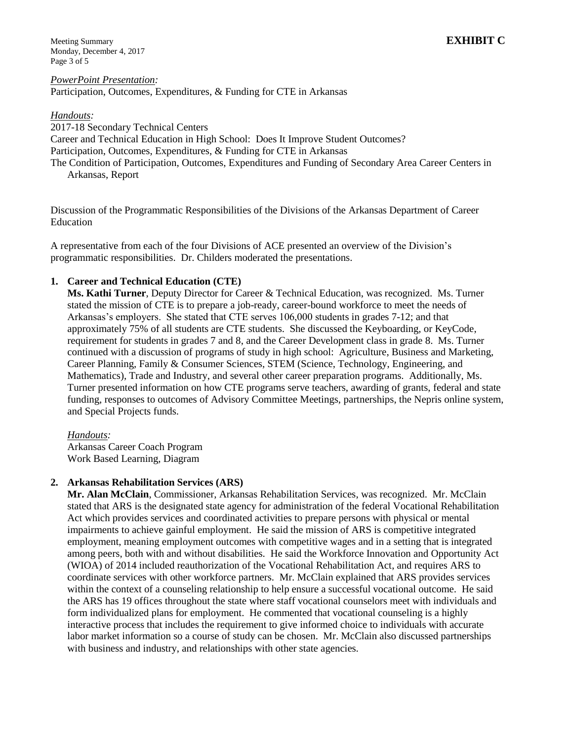**EXHIBIT C**

*PowerPoint Presentation:*
Participation, Outcomes, Expenditures, & Funding for CTE in Arkansas

*Handouts:*
2017-18 Secondary Technical Centers
Career and Technical Education in High School: Does It Improve Student Outcomes?
Participation, Outcomes, Expenditures, & Funding for CTE in Arkansas
The Condition of Participation, Outcomes, Expenditures and Funding of Secondary Area Career Centers in Arkansas, Report

Discussion of the Programmatic Responsibilities of the Divisions of the Arkansas Department of Career Education

A representative from each of the four Divisions of ACE presented an overview of the Division's programmatic responsibilities. Dr. Childers moderated the presentations.

1. **Career and Technical Education (CTE)**
   **Ms. Kathi Turner**, Deputy Director for Career & Technical Education, was recognized. Ms. Turner stated the mission of CTE is to prepare a job-ready, career-bound workforce to meet the needs of Arkansas's employers. She stated that CTE serves 106,000 students in grades 7-12; and that approximately 75% of all students are CTE students. She discussed the Keyboarding, or KeyCode, requirement for students in grades 7 and 8, and the Career Development class in grade 8. Ms. Turner continued with a discussion of programs of study in high school: Agriculture, Business and Marketing, Career Planning, Family & Consumer Sciences, STEM (Science, Technology, Engineering, and Mathematics), Trade and Industry, and several other career preparation programs. Additionally, Ms. Turner presented information on how CTE programs serve teachers, awarding of grants, federal and state funding, responses to outcomes of Advisory Committee Meetings, partnerships, the Nepris online system, and Special Projects funds.

   *Handouts:*
   Arkansas Career Coach Program
   Work Based Learning, Diagram

2. **Arkansas Rehabilitation Services (ARS)**
   **Mr. Alan McClain**, Commissioner, Arkansas Rehabilitation Services, was recognized. Mr. McClain stated that ARS is the designated state agency for administration of the federal Vocational Rehabilitation Act which provides services and coordinated activities to prepare persons with physical or mental impairments to achieve gainful employment. He said the mission of ARS is competitive integrated employment, meaning employment outcomes with competitive wages and in a setting that is integrated among peers, both with and without disabilities. He said the Workforce Innovation and Opportunity Act (WIOA) of 2014 included reauthorization of the Vocational Rehabilitation Act, and requires ARS to coordinate services with other workforce partners. Mr. McClain explained that ARS provides services within the context of a counseling relationship to help ensure a successful vocational outcome. He said the ARS has 19 offices throughout the state where staff vocational counselors meet with individuals and form individualized plans for employment. He commented that vocational counseling is a highly interactive process that includes the requirement to give informed choice to individuals with accurate labor market information so a course of study can be chosen. Mr. McClain also discussed partnerships with business and industry, and relationships with other state agencies.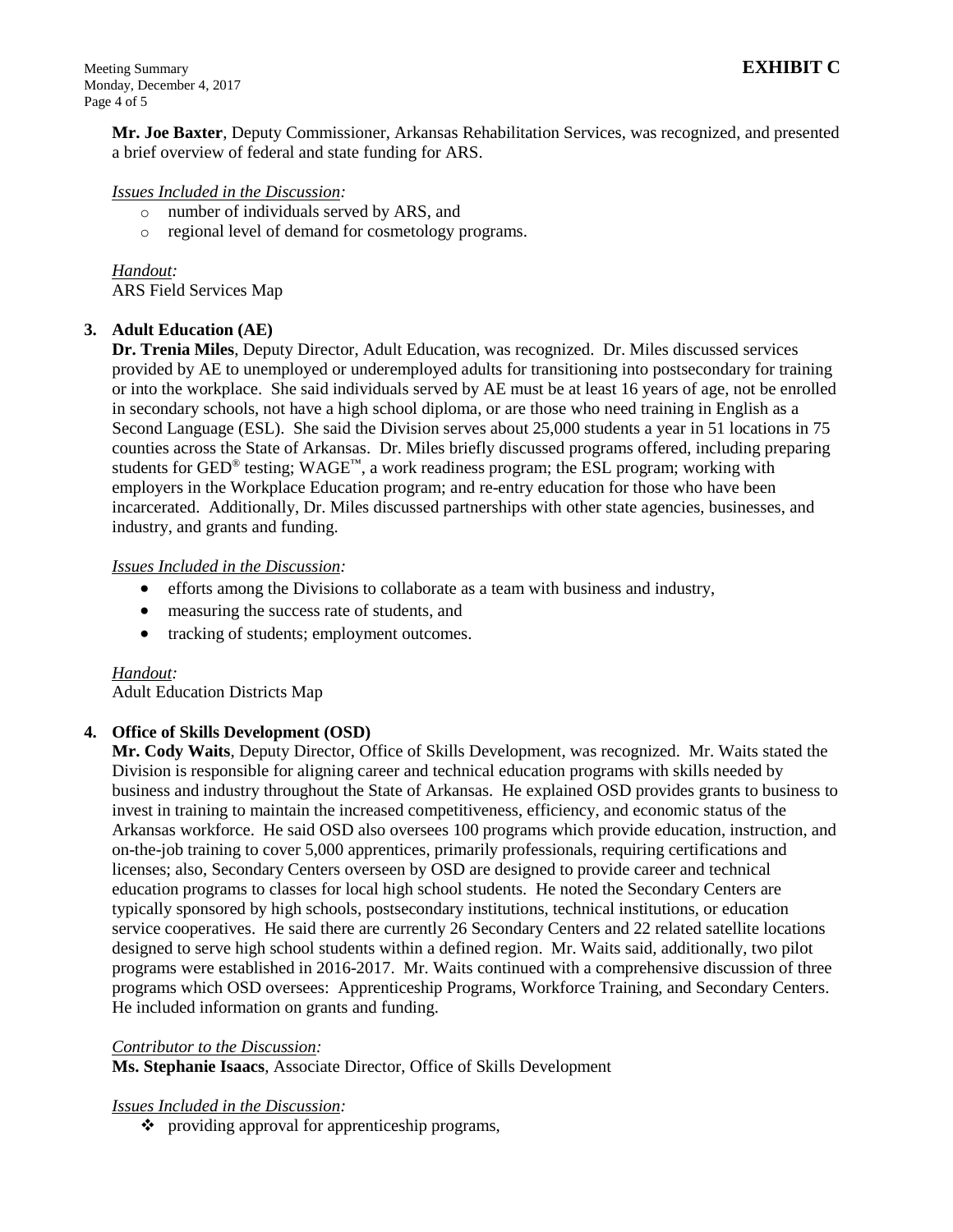**EXHIBIT C**

**Mr. Joe Baxter**, Deputy Commissioner, Arkansas Rehabilitation Services, was recognized, and presented a brief overview of federal and state funding for ARS.

*Issues Included in the Discussion:*

- number of individuals served by ARS, and
- regional level of demand for cosmetology programs.

*Handout:*
ARS Field Services Map

**3. Adult Education (AE)**

**Dr. Trenia Miles**, Deputy Director, Adult Education, was recognized. Dr. Miles discussed services provided by AE to unemployed or underemployed adults for transitioning into postsecondary for training or into the workplace. She said individuals served by AE must be at least 16 years of age, not be enrolled in secondary schools, not have a high school diploma, or are those who need training in English as a Second Language (ESL). She said the Division serves about 25,000 students a year in 51 locations in 75 counties across the State of Arkansas. Dr. Miles briefly discussed programs offered, including preparing students for GED® testing; WAGE™, a work readiness program; the ESL program; working with employers in the Workplace Education program; and re-entry education for those who have been incarcerated. Additionally, Dr. Miles discussed partnerships with other state agencies, businesses, and industry, and grants and funding.

*Issues Included in the Discussion:*

- efforts among the Divisions to collaborate as a team with business and industry,
- measuring the success rate of students, and
- tracking of students; employment outcomes.

*Handout:*
Adult Education Districts Map

**4. Office of Skills Development (OSD)**

**Mr. Cody Waits**, Deputy Director, Office of Skills Development, was recognized. Mr. Waits stated the Division is responsible for aligning career and technical education programs with skills needed by business and industry throughout the State of Arkansas. He explained OSD provides grants to business to invest in training to maintain the increased competitiveness, efficiency, and economic status of the Arkansas workforce. He said OSD also oversees 100 programs which provide education, instruction, and on-the-job training to cover 5,000 apprentices, primarily professionals, requiring certifications and licenses; also, Secondary Centers overseen by OSD are designed to provide career and technical education programs to classes for local high school students. He noted the Secondary Centers are typically sponsored by high schools, postsecondary institutions, technical institutions, or education service cooperatives. He said there are currently 26 Secondary Centers and 22 related satellite locations designed to serve high school students within a defined region. Mr. Waits said, additionally, two pilot programs were established in 2016-2017. Mr. Waits continued with a comprehensive discussion of three programs which OSD oversees: Apprenticeship Programs, Workforce Training, and Secondary Centers. He included information on grants and funding.

*Contributor to the Discussion:*
**Ms. Stephanie Isaacs**, Associate Director, Office of Skills Development

*Issues Included in the Discussion:*

- providing approval for apprenticeship programs,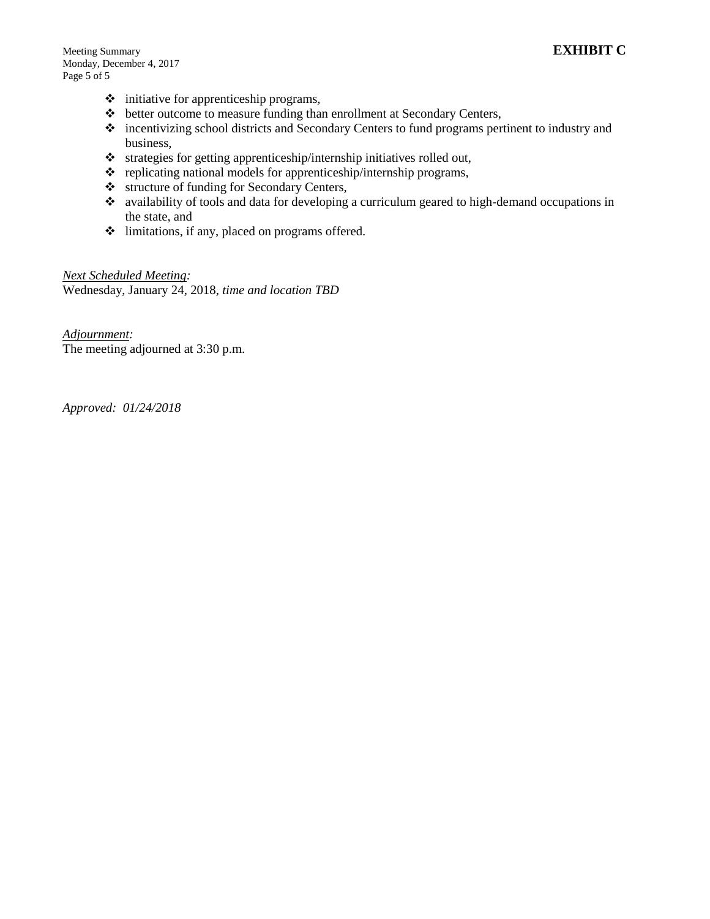**EXHIBIT C**

- initiative for apprenticeship programs,
- better outcome to measure funding than enrollment at Secondary Centers,
- incentivizing school districts and Secondary Centers to fund programs pertinent to industry and business,
- strategies for getting apprenticeship/internship initiatives rolled out,
- replicating national models for apprenticeship/internship programs,
- structure of funding for Secondary Centers,
- availability of tools and data for developing a curriculum geared to high-demand occupations in the state, and
- limitations, if any, placed on programs offered.

*Next Scheduled Meeting:*
Wednesday, January 24, 2018, *time and location TBD*

*Adjournment:*
The meeting adjourned at 3:30 p.m.

*Approved: 01/24/2018*